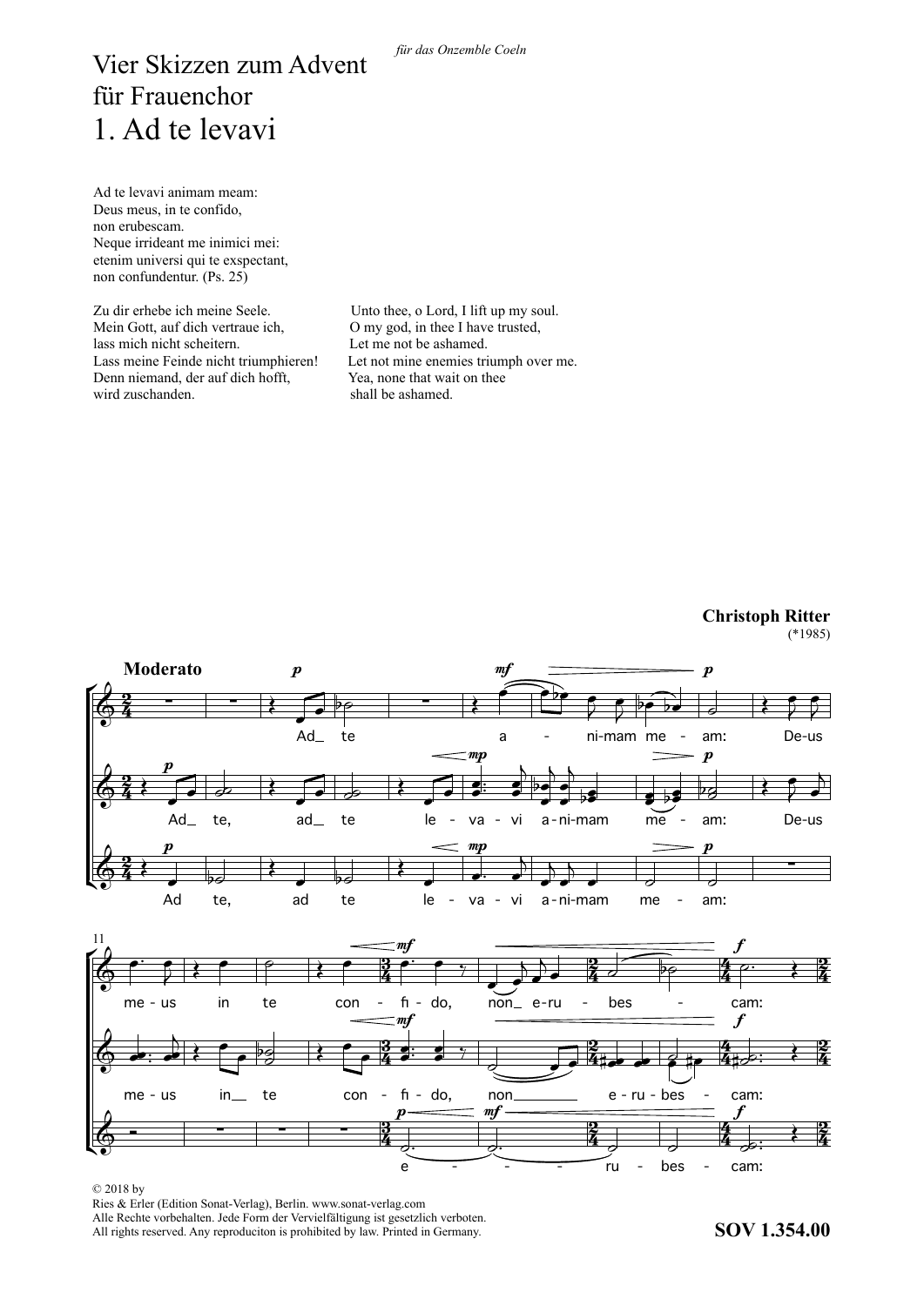*für das Onzemble Coeln*

# Vier Skizzen zum Advent
# für Frauenchor
# 1. Ad te levavi

Ad te levavi animam meam:
Deus meus, in te confido,
non erubescam.
Neque irrideant me inimici mei:
etenim universi qui te exspectant,
non confundentur. (Ps. 25)

Zu dir erhebe ich meine Seele.
Mein Gott, auf dich vertraue ich,
lass mich nicht scheitern.
Lass meine Feinde nicht triumphieren!
Denn niemand, der auf dich hofft,
wird zuschanden.

Unto thee, o Lord, I lift up my soul.
O my god, in thee I have trusted,
Let me not be ashamed.
Let not mine enemies triumph over me.
Yea, none that wait on thee
shall be ashamed.

**Christoph Ritter**
(*1985)

**Moderato**

© 2018 by
Ries & Erler (Edition Sonat-Verlag), Berlin. www.sonat-verlag.com
Alle Rechte vorbehalten. Jede Form der Vervielfältigung ist gesetzlich verboten.
All rights reserved. Any reproduciton is prohibited by law. Printed in Germany.

**SOV 1.354.00**